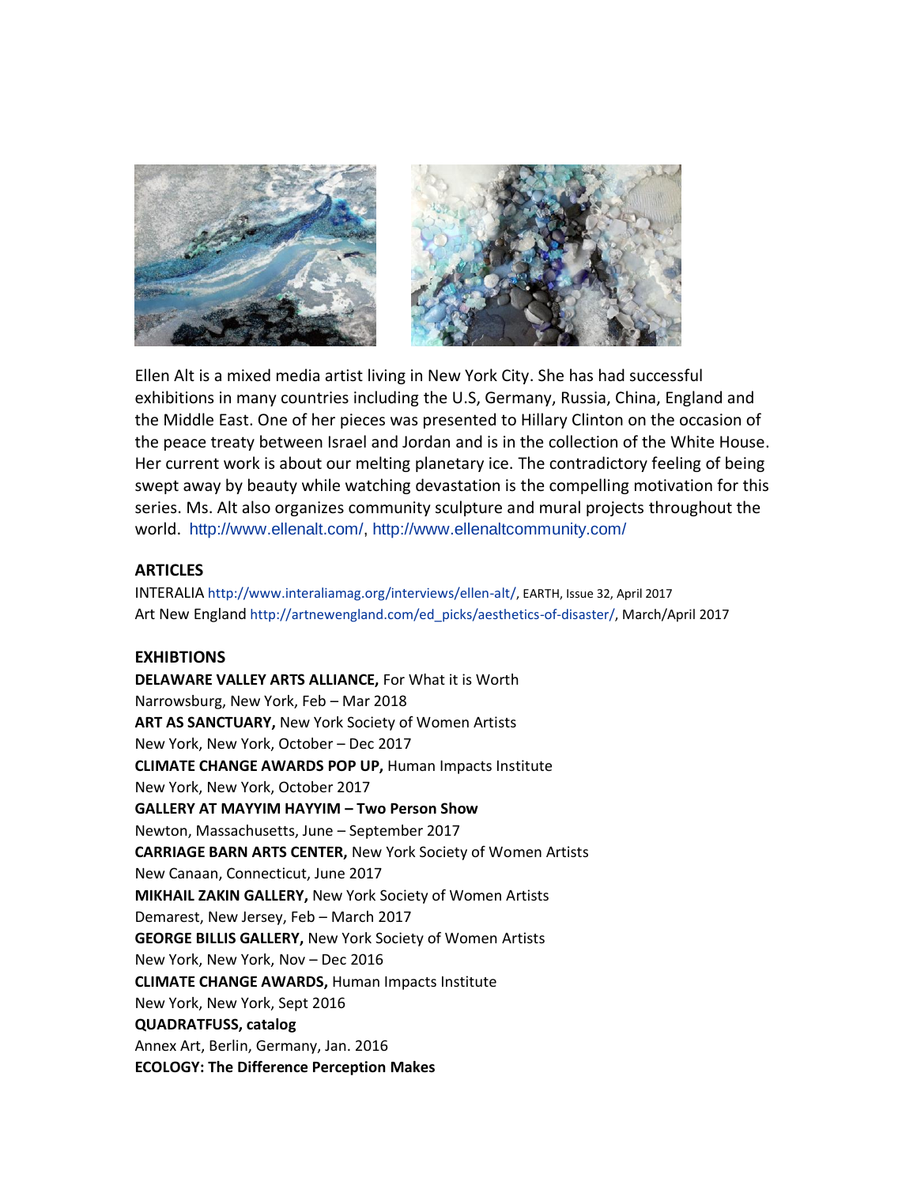Ellen Alt is a mixed media artist living in New York City. She has had successful exhibitions in many countries including the U.S, Germany, Russia, China, England and the Middle East. One of her pieces was presented to Hillary Clinton on the occasion of the peace treaty between Israel and Jordan and is in the collection of the White House. Her current work is about our melting planetary ice. The contradictory feeling of being swept away by beauty while watching devastation is the compelling motivation for this series. Ms. Alt also organizes community sculpture and mural projects throughout the world. http://www.ellenalt.com/, http://www.ellenaltcommunity.com/

## ARTICLES

INTERALIA http://www.interaliamag.org/interviews/ellen-alt/, EARTH, Issue 32, April 2017
Art New England http://artnewengland.com/ed_picks/aesthetics-of-disaster/, March/April 2017

## EXHIBTIONS

**DELAWARE VALLEY ARTS ALLIANCE,** For What it is Worth
Narrowsburg, New York, Feb – Mar 2018
**ART AS SANCTUARY,** New York Society of Women Artists
New York, New York, October – Dec 2017
**CLIMATE CHANGE AWARDS POP UP,** Human Impacts Institute
New York, New York, October 2017
**GALLERY AT MAYYIM HAYYIM – Two Person Show**
Newton, Massachusetts, June – September 2017
**CARRIAGE BARN ARTS CENTER,** New York Society of Women Artists
New Canaan, Connecticut, June 2017
**MIKHAIL ZAKIN GALLERY,** New York Society of Women Artists
Demarest, New Jersey, Feb – March 2017
**GEORGE BILLIS GALLERY,** New York Society of Women Artists
New York, New York, Nov – Dec 2016
**CLIMATE CHANGE AWARDS,** Human Impacts Institute
New York, New York, Sept 2016
**QUADRATFUSS, catalog**
Annex Art, Berlin, Germany, Jan. 2016
**ECOLOGY: The Difference Perception Makes**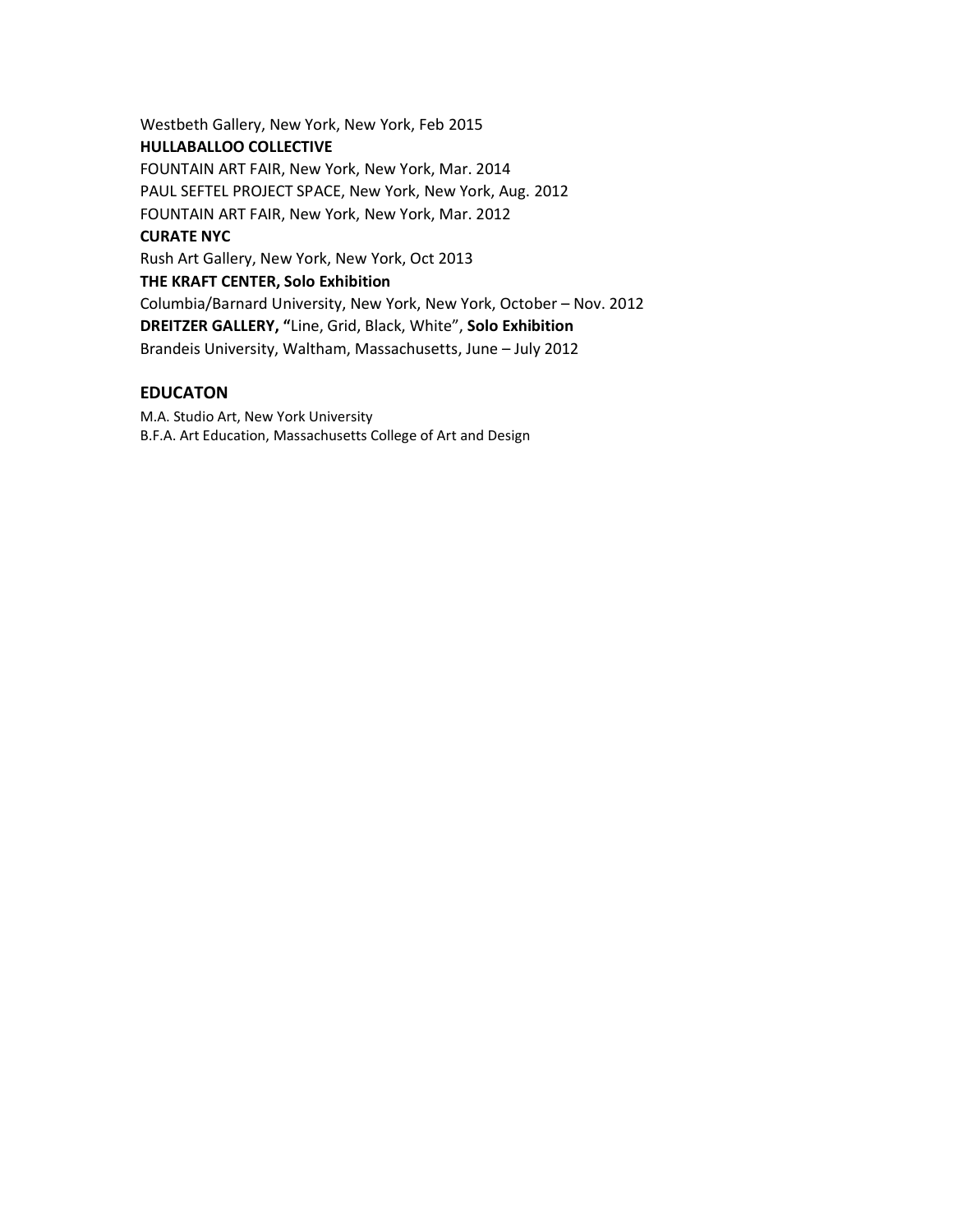Westbeth Gallery, New York, New York, Feb 2015

**HULLABALLOO COLLECTIVE**

FOUNTAIN ART FAIR, New York, New York, Mar. 2014

PAUL SEFTEL PROJECT SPACE, New York, New York, Aug. 2012

FOUNTAIN ART FAIR, New York, New York, Mar. 2012

**CURATE NYC**

Rush Art Gallery, New York, New York, Oct 2013

**THE KRAFT CENTER, Solo Exhibition**

Columbia/Barnard University, New York, New York, October – Nov. 2012

**DREITZER GALLERY, "**Line, Grid, Black, White", **Solo Exhibition**

Brandeis University, Waltham, Massachusetts, June – July 2012

## EDUCATON

M.A. Studio Art, New York University

B.F.A. Art Education, Massachusetts College of Art and Design